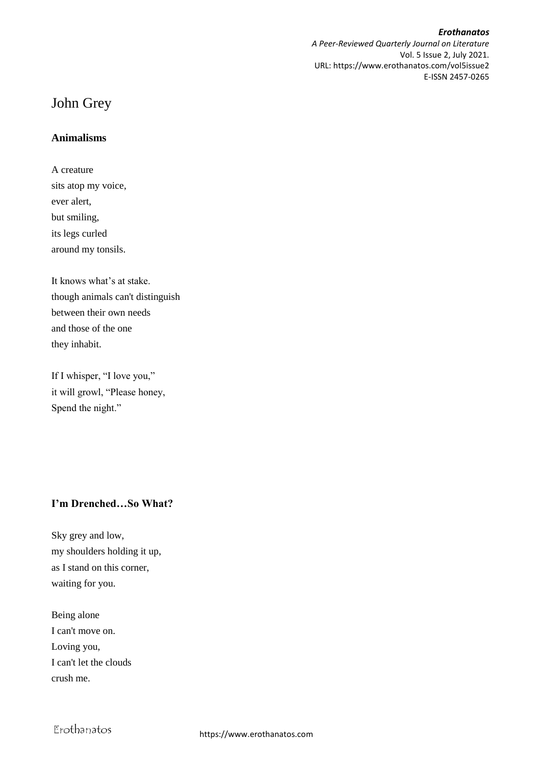# John Grey

## Animalisms

A creature  
sits atop my voice,  
ever alert,  
but smiling,  
its legs curled  
around my tonsils.

It knows what's at stake.  
though animals can't distinguish  
between their own needs  
and those of the one  
they inhabit.

If I whisper, "I love you,"  
it will growl, "Please honey,  
Spend the night."

## I'm Drenched…So What?

Sky grey and low,  
my shoulders holding it up,  
as I stand on this corner,  
waiting for you.

Being alone  
I can't move on.  
Loving you,  
I can't let the clouds  
crush me.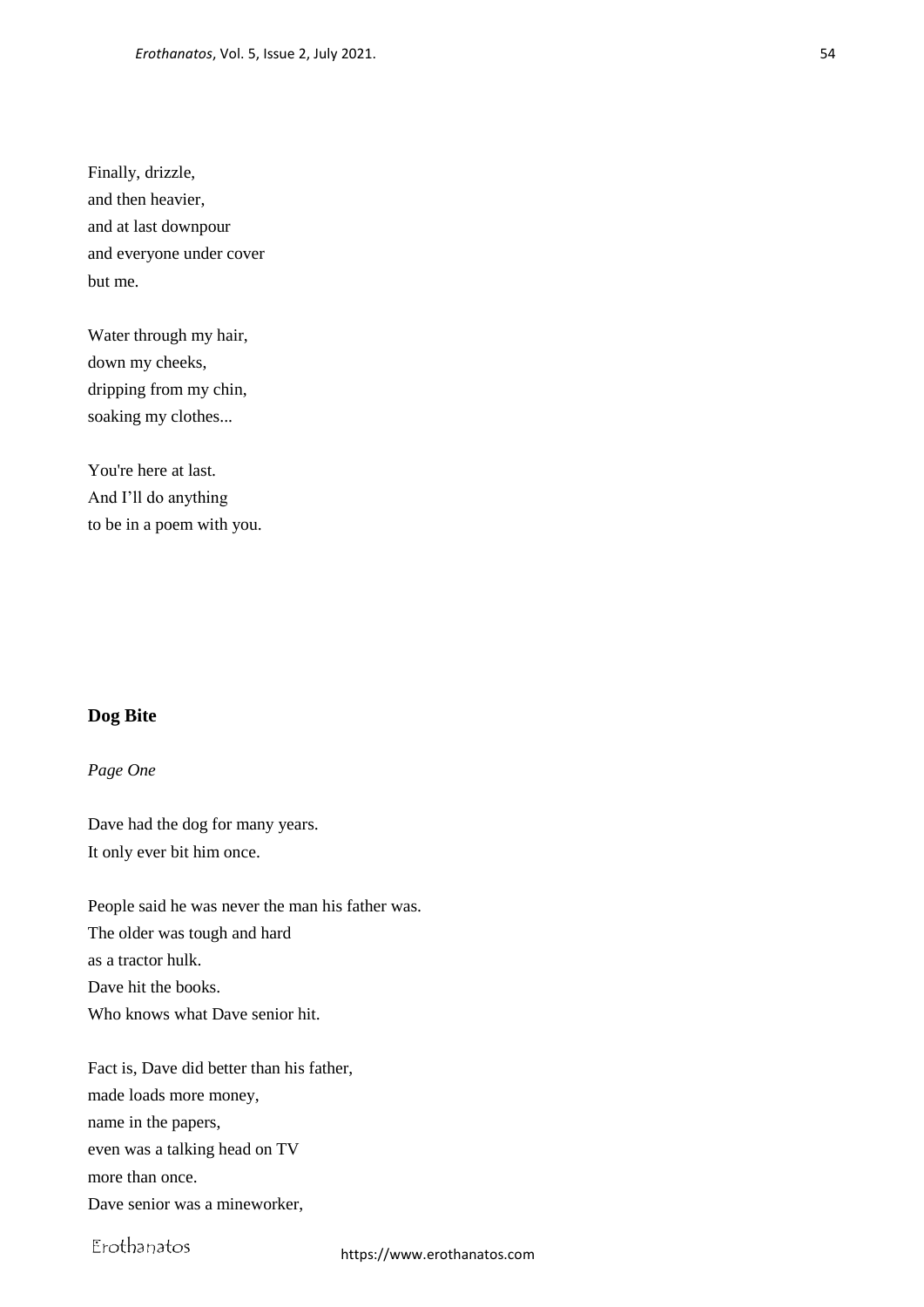Finally, drizzle,  
and then heavier,  
and at last downpour  
and everyone under cover  
but me.

Water through my hair,  
down my cheeks,  
dripping from my chin,  
soaking my clothes...

You're here at last.  
And I'll do anything  
to be in a poem with you.

## Dog Bite

*Page One*

Dave had the dog for many years.  
It only ever bit him once.

People said he was never the man his father was.  
The older was tough and hard  
as a tractor hulk.  
Dave hit the books.  
Who knows what Dave senior hit.

Fact is, Dave did better than his father,  
made loads more money,  
name in the papers,  
even was a talking head on TV  
more than once.  
Dave senior was a mineworker,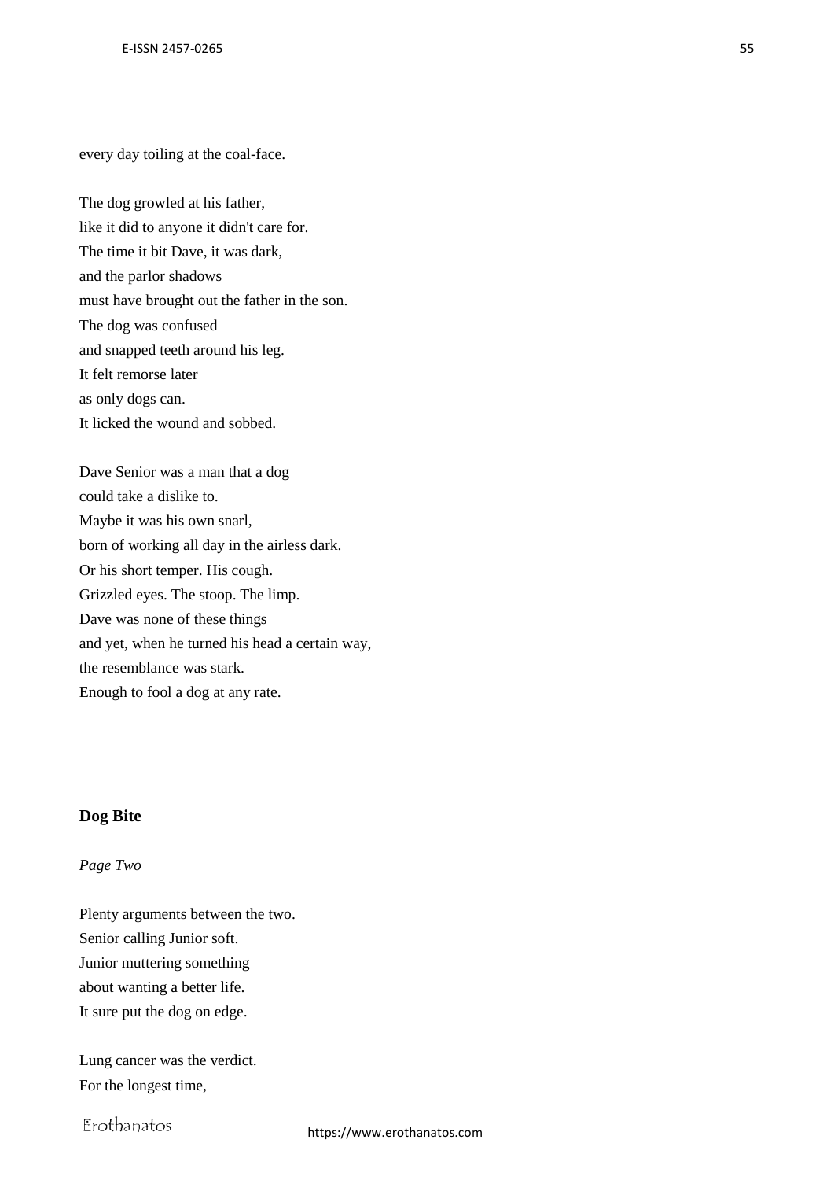every day toiling at the coal-face.

The dog growled at his father,
like it did to anyone it didn't care for.
The time it bit Dave, it was dark,
and the parlor shadows
must have brought out the father in the son.
The dog was confused
and snapped teeth around his leg.
It felt remorse later
as only dogs can.
It licked the wound and sobbed.

Dave Senior was a man that a dog
could take a dislike to.
Maybe it was his own snarl,
born of working all day in the airless dark.
Or his short temper. His cough.
Grizzled eyes. The stoop. The limp.
Dave was none of these things
and yet, when he turned his head a certain way,
the resemblance was stark.
Enough to fool a dog at any rate.

**Dog Bite**

*Page Two*

Plenty arguments between the two.
Senior calling Junior soft.
Junior muttering something
about wanting a better life.
It sure put the dog on edge.

Lung cancer was the verdict.
For the longest time,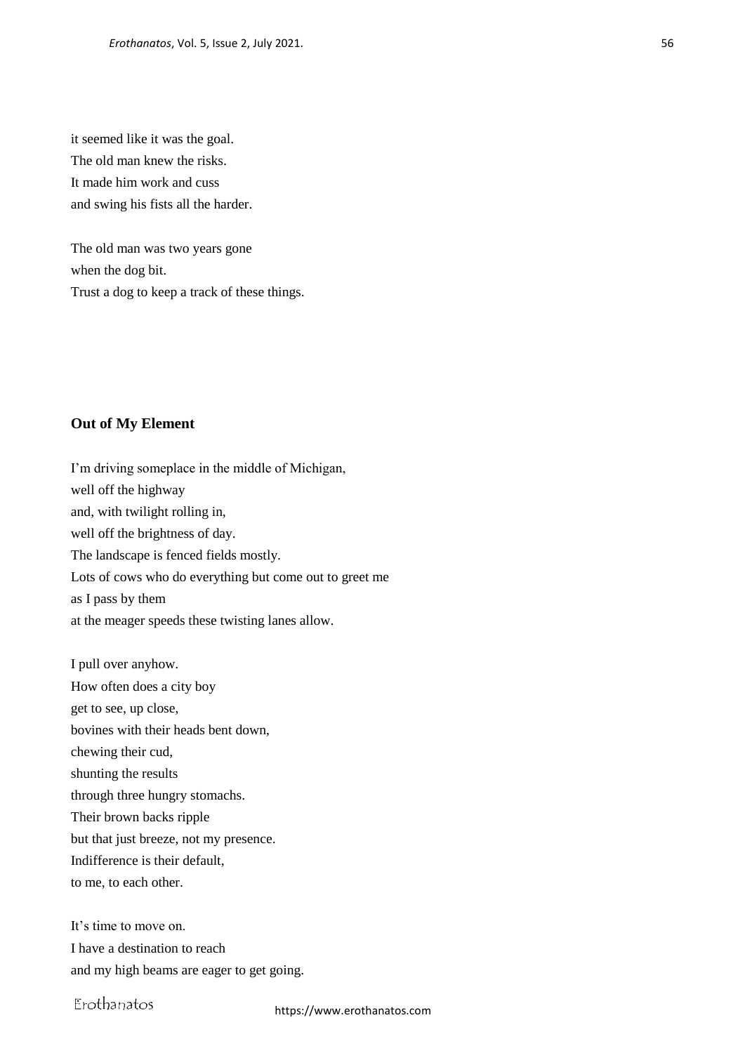it seemed like it was the goal.  
The old man knew the risks.  
It made him work and cuss  
and swing his fists all the harder.

The old man was two years gone  
when the dog bit.  
Trust a dog to keep a track of these things.

## Out of My Element

I'm driving someplace in the middle of Michigan,  
well off the highway  
and, with twilight rolling in,  
well off the brightness of day.  
The landscape is fenced fields mostly.  
Lots of cows who do everything but come out to greet me  
as I pass by them  
at the meager speeds these twisting lanes allow.

I pull over anyhow.  
How often does a city boy  
get to see, up close,  
bovines with their heads bent down,  
chewing their cud,  
shunting the results  
through three hungry stomachs.  
Their brown backs ripple  
but that just breeze, not my presence.  
Indifference is their default,  
to me, to each other.

It's time to move on.  
I have a destination to reach  
and my high beams are eager to get going.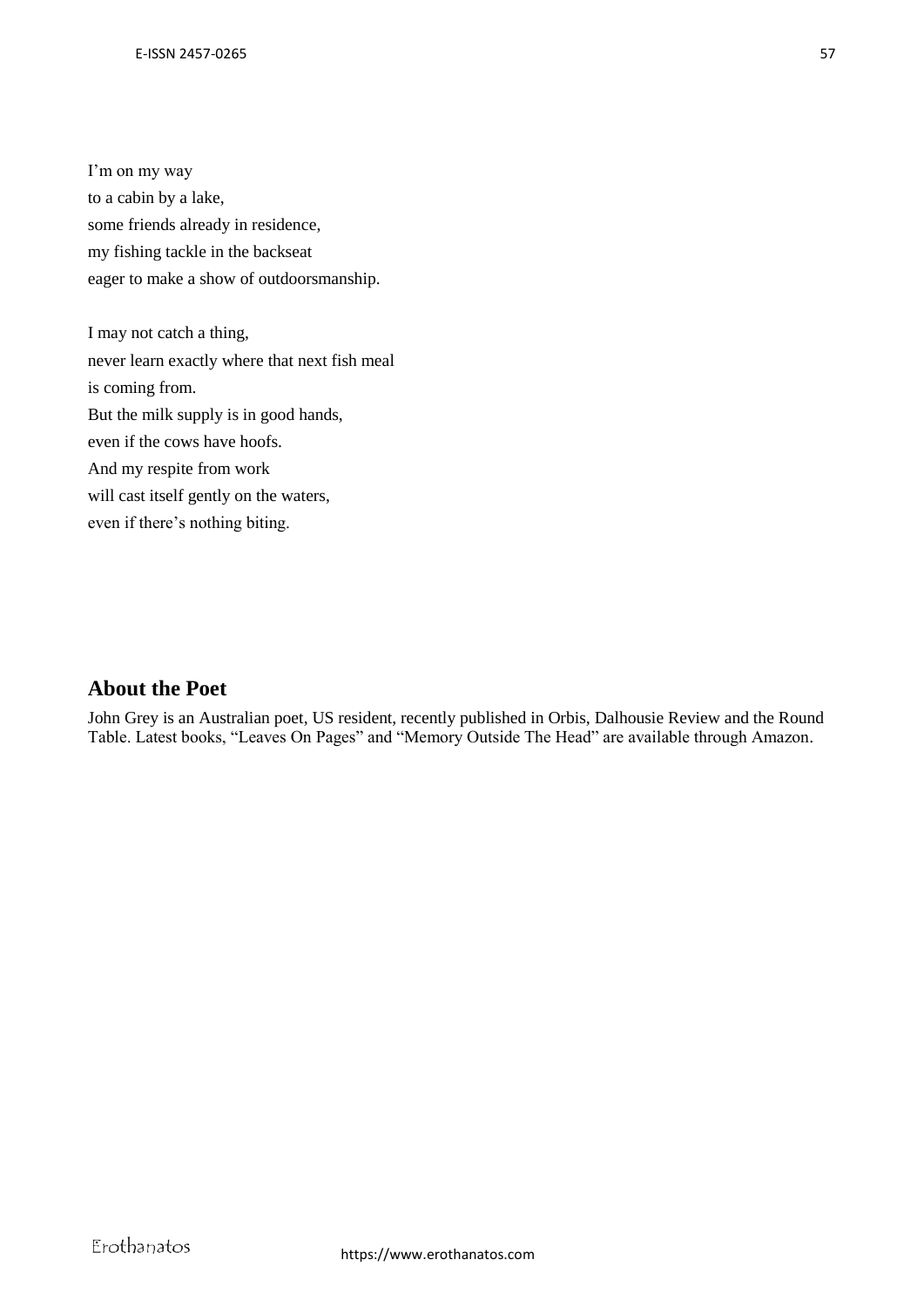I'm on my way  
to a cabin by a lake,  
some friends already in residence,  
my fishing tackle in the backseat  
eager to make a show of outdoorsmanship.

I may not catch a thing,  
never learn exactly where that next fish meal  
is coming from.  
But the milk supply is in good hands,  
even if the cows have hoofs.  
And my respite from work  
will cast itself gently on the waters,  
even if there's nothing biting.

## About the Poet

John Grey is an Australian poet, US resident, recently published in Orbis, Dalhousie Review and the Round Table. Latest books, "Leaves On Pages" and "Memory Outside The Head" are available through Amazon.